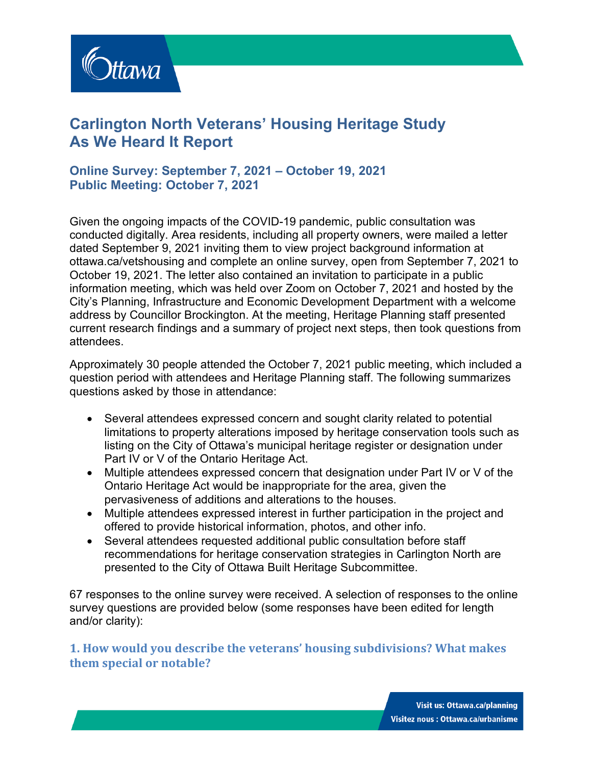# Carlington North Veterans' Housing Heritage Study
# As We Heard It Report

## Online Survey: September 7, 2021 – October 19, 2021
## Public Meeting: October 7, 2021

Given the ongoing impacts of the COVID-19 pandemic, public consultation was conducted digitally. Area residents, including all property owners, were mailed a letter dated September 9, 2021 inviting them to view project background information at ottawa.ca/vetshousing and complete an online survey, open from September 7, 2021 to October 19, 2021. The letter also contained an invitation to participate in a public information meeting, which was held over Zoom on October 7, 2021 and hosted by the City's Planning, Infrastructure and Economic Development Department with a welcome address by Councillor Brockington. At the meeting, Heritage Planning staff presented current research findings and a summary of project next steps, then took questions from attendees.

Approximately 30 people attended the October 7, 2021 public meeting, which included a question period with attendees and Heritage Planning staff. The following summarizes questions asked by those in attendance:

- Several attendees expressed concern and sought clarity related to potential limitations to property alterations imposed by heritage conservation tools such as listing on the City of Ottawa's municipal heritage register or designation under Part IV or V of the Ontario Heritage Act.
- Multiple attendees expressed concern that designation under Part IV or V of the Ontario Heritage Act would be inappropriate for the area, given the pervasiveness of additions and alterations to the houses.
- Multiple attendees expressed interest in further participation in the project and offered to provide historical information, photos, and other info.
- Several attendees requested additional public consultation before staff recommendations for heritage conservation strategies in Carlington North are presented to the City of Ottawa Built Heritage Subcommittee.

67 responses to the online survey were received. A selection of responses to the online survey questions are provided below (some responses have been edited for length and/or clarity):

### 1. How would you describe the veterans' housing subdivisions? What makes them special or notable?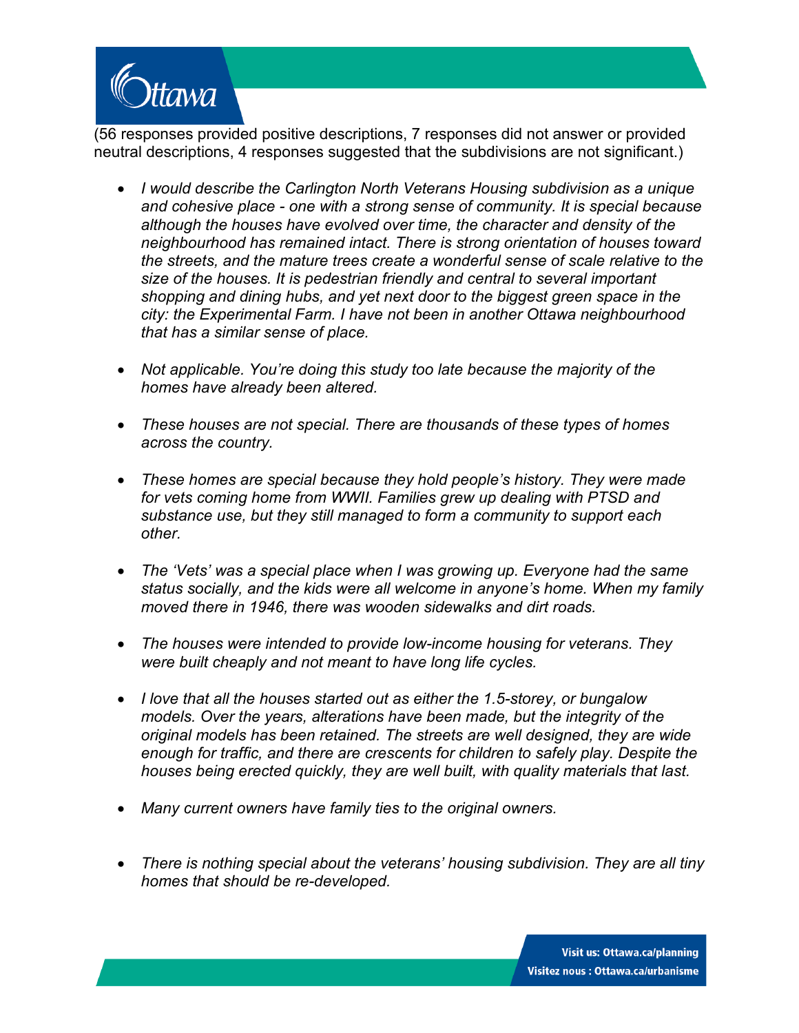(56 responses provided positive descriptions, 7 responses did not answer or provided neutral descriptions, 4 responses suggested that the subdivisions are not significant.)

- *I would describe the Carlington North Veterans Housing subdivision as a unique and cohesive place - one with a strong sense of community. It is special because although the houses have evolved over time, the character and density of the neighbourhood has remained intact. There is strong orientation of houses toward the streets, and the mature trees create a wonderful sense of scale relative to the size of the houses. It is pedestrian friendly and central to several important shopping and dining hubs, and yet next door to the biggest green space in the city: the Experimental Farm. I have not been in another Ottawa neighbourhood that has a similar sense of place.*

- *Not applicable. You're doing this study too late because the majority of the homes have already been altered.*

- *These houses are not special. There are thousands of these types of homes across the country.*

- *These homes are special because they hold people's history. They were made for vets coming home from WWII. Families grew up dealing with PTSD and substance use, but they still managed to form a community to support each other.*

- *The 'Vets' was a special place when I was growing up. Everyone had the same status socially, and the kids were all welcome in anyone's home. When my family moved there in 1946, there was wooden sidewalks and dirt roads.*

- *The houses were intended to provide low-income housing for veterans. They were built cheaply and not meant to have long life cycles.*

- *I love that all the houses started out as either the 1.5-storey, or bungalow models. Over the years, alterations have been made, but the integrity of the original models has been retained. The streets are well designed, they are wide enough for traffic, and there are crescents for children to safely play. Despite the houses being erected quickly, they are well built, with quality materials that last.*

- *Many current owners have family ties to the original owners.*

- *There is nothing special about the veterans' housing subdivision. They are all tiny homes that should be re-developed.*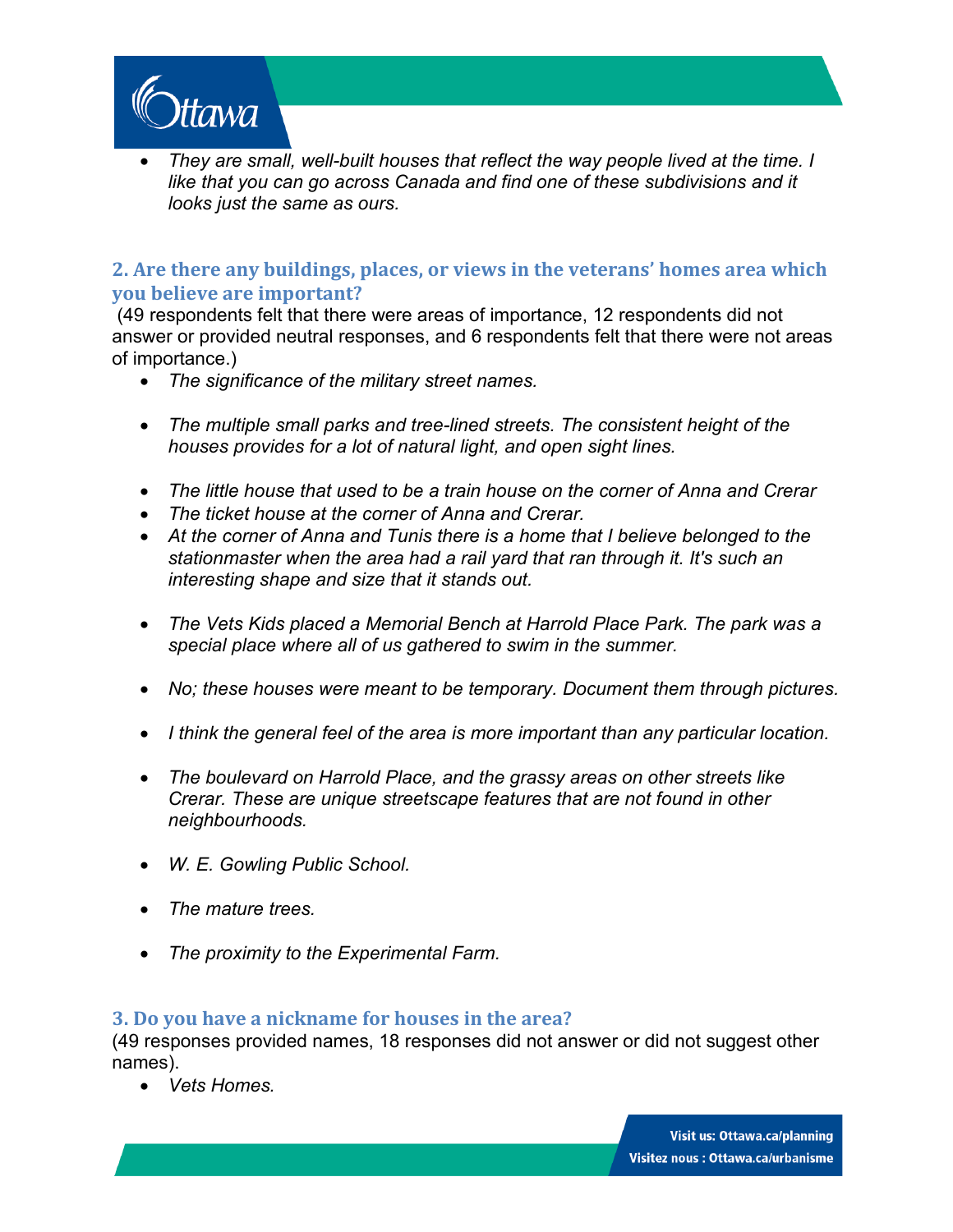- *They are small, well-built houses that reflect the way people lived at the time. I like that you can go across Canada and find one of these subdivisions and it looks just the same as ours.*

## 2. Are there any buildings, places, or views in the veterans' homes area which you believe are important?

(49 respondents felt that there were areas of importance, 12 respondents did not answer or provided neutral responses, and 6 respondents felt that there were not areas of importance.)

- *The significance of the military street names.*
- *The multiple small parks and tree-lined streets. The consistent height of the houses provides for a lot of natural light, and open sight lines.*
- *The little house that used to be a train house on the corner of Anna and Crerar*
- *The ticket house at the corner of Anna and Crerar.*
- *At the corner of Anna and Tunis there is a home that I believe belonged to the stationmaster when the area had a rail yard that ran through it. It's such an interesting shape and size that it stands out.*
- *The Vets Kids placed a Memorial Bench at Harrold Place Park. The park was a special place where all of us gathered to swim in the summer.*
- *No; these houses were meant to be temporary. Document them through pictures.*
- *I think the general feel of the area is more important than any particular location.*
- *The boulevard on Harrold Place, and the grassy areas on other streets like Crerar. These are unique streetscape features that are not found in other neighbourhoods.*
- *W. E. Gowling Public School.*
- *The mature trees.*
- *The proximity to the Experimental Farm.*

## 3. Do you have a nickname for houses in the area?

(49 responses provided names, 18 responses did not answer or did not suggest other names).

- *Vets Homes.*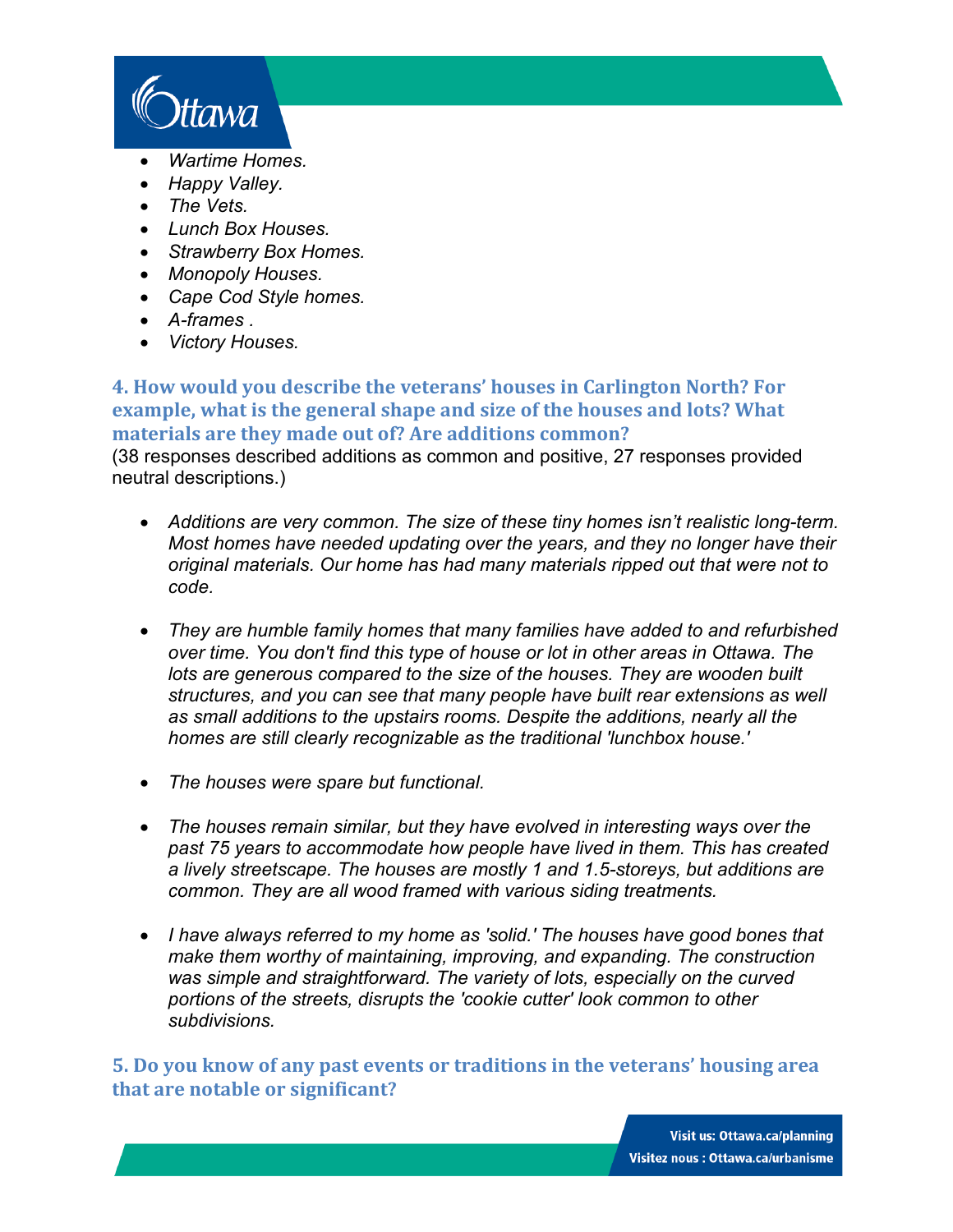- *Wartime Homes.*
- *Happy Valley.*
- *The Vets.*
- *Lunch Box Houses.*
- *Strawberry Box Homes.*
- *Monopoly Houses.*
- *Cape Cod Style homes.*
- *A-frames .*
- *Victory Houses.*

### 4. How would you describe the veterans' houses in Carlington North? For example, what is the general shape and size of the houses and lots? What materials are they made out of? Are additions common?

(38 responses described additions as common and positive, 27 responses provided neutral descriptions.)

- *Additions are very common. The size of these tiny homes isn't realistic long-term. Most homes have needed updating over the years, and they no longer have their original materials. Our home has had many materials ripped out that were not to code.*

- *They are humble family homes that many families have added to and refurbished over time. You don't find this type of house or lot in other areas in Ottawa. The lots are generous compared to the size of the houses. They are wooden built structures, and you can see that many people have built rear extensions as well as small additions to the upstairs rooms. Despite the additions, nearly all the homes are still clearly recognizable as the traditional 'lunchbox house.'*

- *The houses were spare but functional.*

- *The houses remain similar, but they have evolved in interesting ways over the past 75 years to accommodate how people have lived in them. This has created a lively streetscape. The houses are mostly 1 and 1.5-storeys, but additions are common. They are all wood framed with various siding treatments.*

- *I have always referred to my home as 'solid.' The houses have good bones that make them worthy of maintaining, improving, and expanding. The construction was simple and straightforward. The variety of lots, especially on the curved portions of the streets, disrupts the 'cookie cutter' look common to other subdivisions.*

### 5. Do you know of any past events or traditions in the veterans' housing area that are notable or significant?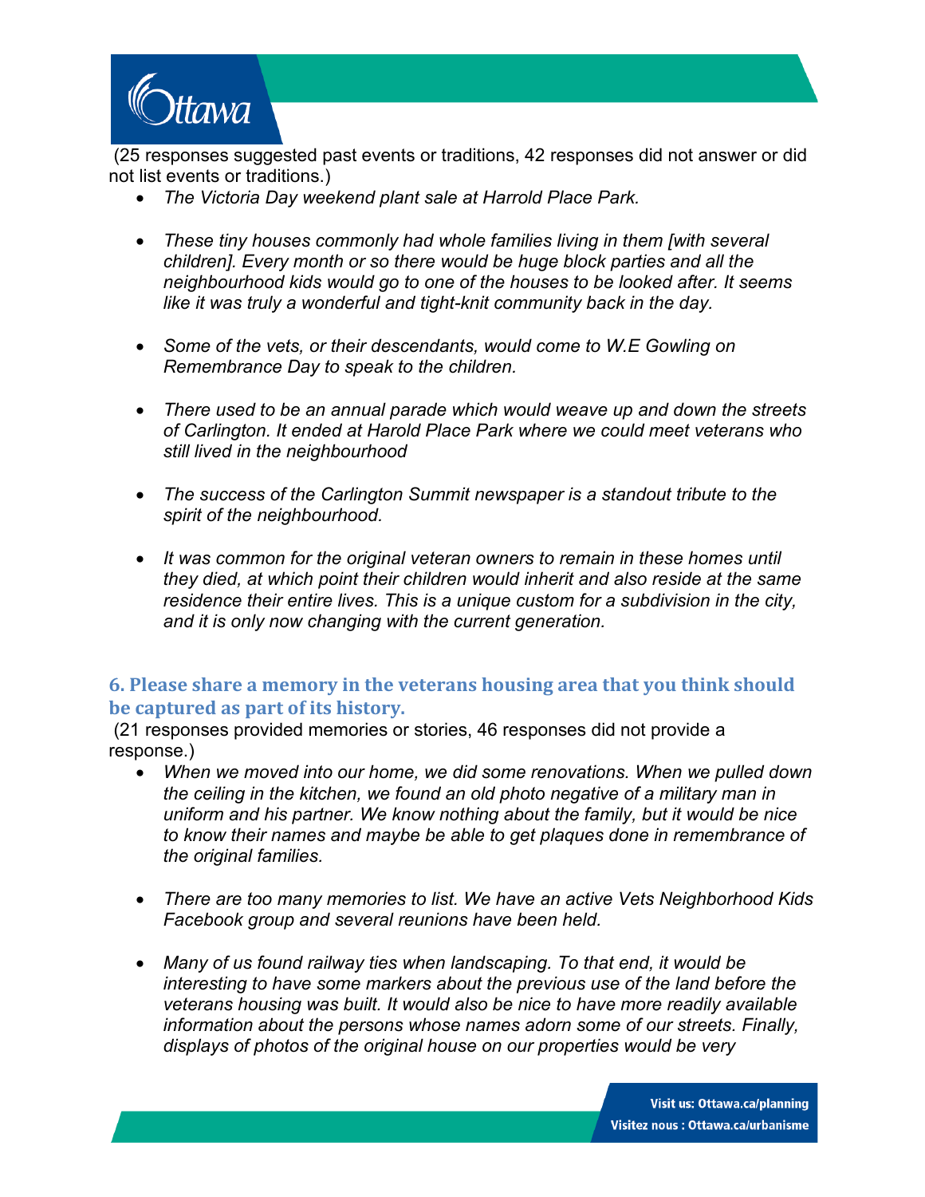(25 responses suggested past events or traditions, 42 responses did not answer or did not list events or traditions.)

- *The Victoria Day weekend plant sale at Harrold Place Park.*
- *These tiny houses commonly had whole families living in them [with several children]. Every month or so there would be huge block parties and all the neighbourhood kids would go to one of the houses to be looked after. It seems like it was truly a wonderful and tight-knit community back in the day.*
- *Some of the vets, or their descendants, would come to W.E Gowling on Remembrance Day to speak to the children.*
- *There used to be an annual parade which would weave up and down the streets of Carlington. It ended at Harold Place Park where we could meet veterans who still lived in the neighbourhood*
- *The success of the Carlington Summit newspaper is a standout tribute to the spirit of the neighbourhood.*
- *It was common for the original veteran owners to remain in these homes until they died, at which point their children would inherit and also reside at the same residence their entire lives. This is a unique custom for a subdivision in the city, and it is only now changing with the current generation.*

## 6. Please share a memory in the veterans housing area that you think should be captured as part of its history.

(21 responses provided memories or stories, 46 responses did not provide a response.)

- *When we moved into our home, we did some renovations. When we pulled down the ceiling in the kitchen, we found an old photo negative of a military man in uniform and his partner. We know nothing about the family, but it would be nice to know their names and maybe be able to get plaques done in remembrance of the original families.*
- *There are too many memories to list. We have an active Vets Neighborhood Kids Facebook group and several reunions have been held.*
- *Many of us found railway ties when landscaping. To that end, it would be interesting to have some markers about the previous use of the land before the veterans housing was built. It would also be nice to have more readily available information about the persons whose names adorn some of our streets. Finally, displays of photos of the original house on our properties would be very*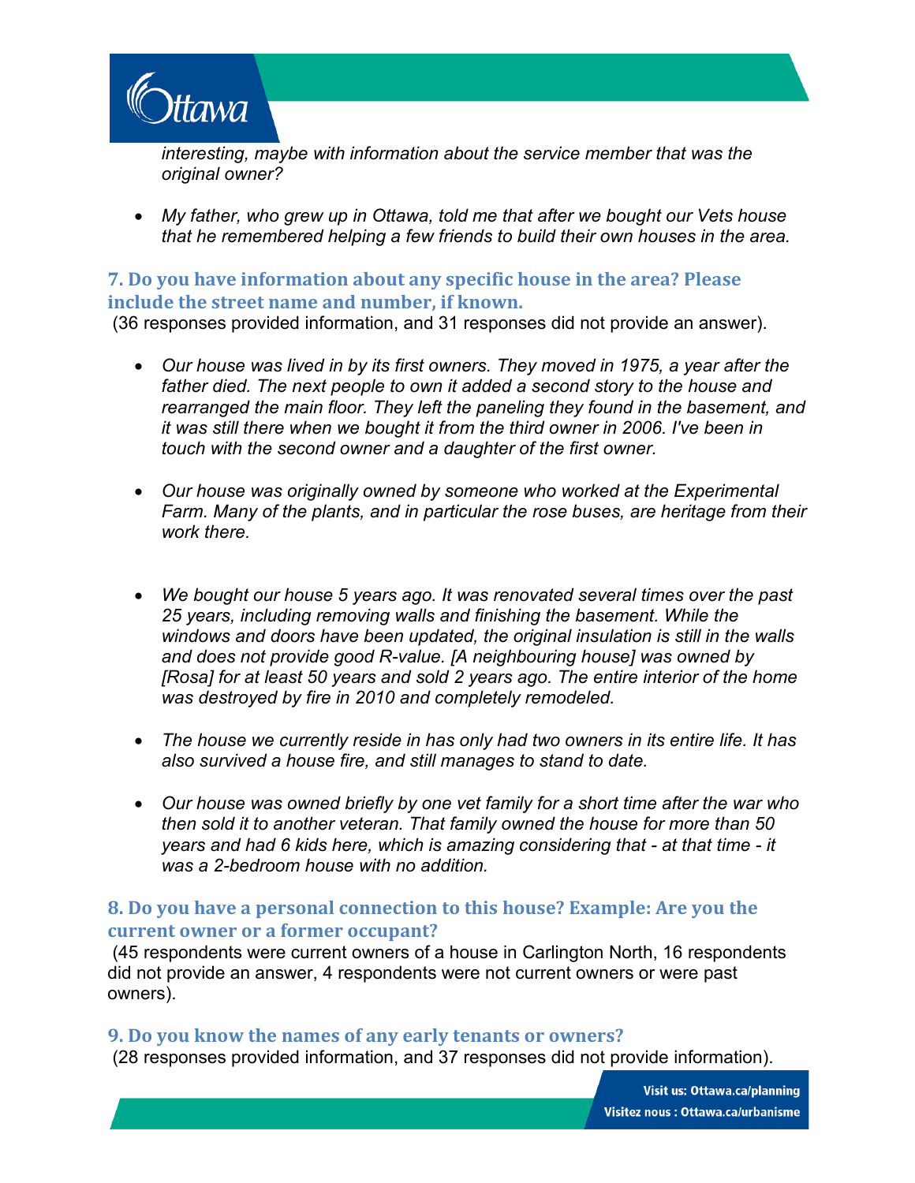*interesting, maybe with information about the service member that was the original owner?*

- *My father, who grew up in Ottawa, told me that after we bought our Vets house that he remembered helping a few friends to build their own houses in the area.*

### 7. Do you have information about any specific house in the area? Please include the street name and number, if known.

(36 responses provided information, and 31 responses did not provide an answer).

- *Our house was lived in by its first owners. They moved in 1975, a year after the father died. The next people to own it added a second story to the house and rearranged the main floor. They left the paneling they found in the basement, and it was still there when we bought it from the third owner in 2006. I've been in touch with the second owner and a daughter of the first owner.*

- *Our house was originally owned by someone who worked at the Experimental Farm. Many of the plants, and in particular the rose buses, are heritage from their work there.*

- *We bought our house 5 years ago. It was renovated several times over the past 25 years, including removing walls and finishing the basement. While the windows and doors have been updated, the original insulation is still in the walls and does not provide good R-value. [A neighbouring house] was owned by [Rosa] for at least 50 years and sold 2 years ago. The entire interior of the home was destroyed by fire in 2010 and completely remodeled.*

- *The house we currently reside in has only had two owners in its entire life. It has also survived a house fire, and still manages to stand to date.*

- *Our house was owned briefly by one vet family for a short time after the war who then sold it to another veteran. That family owned the house for more than 50 years and had 6 kids here, which is amazing considering that - at that time - it was a 2-bedroom house with no addition.*

### 8. Do you have a personal connection to this house? Example: Are you the current owner or a former occupant?

(45 respondents were current owners of a house in Carlington North, 16 respondents did not provide an answer, 4 respondents were not current owners or were past owners).

### 9. Do you know the names of any early tenants or owners?

(28 responses provided information, and 37 responses did not provide information).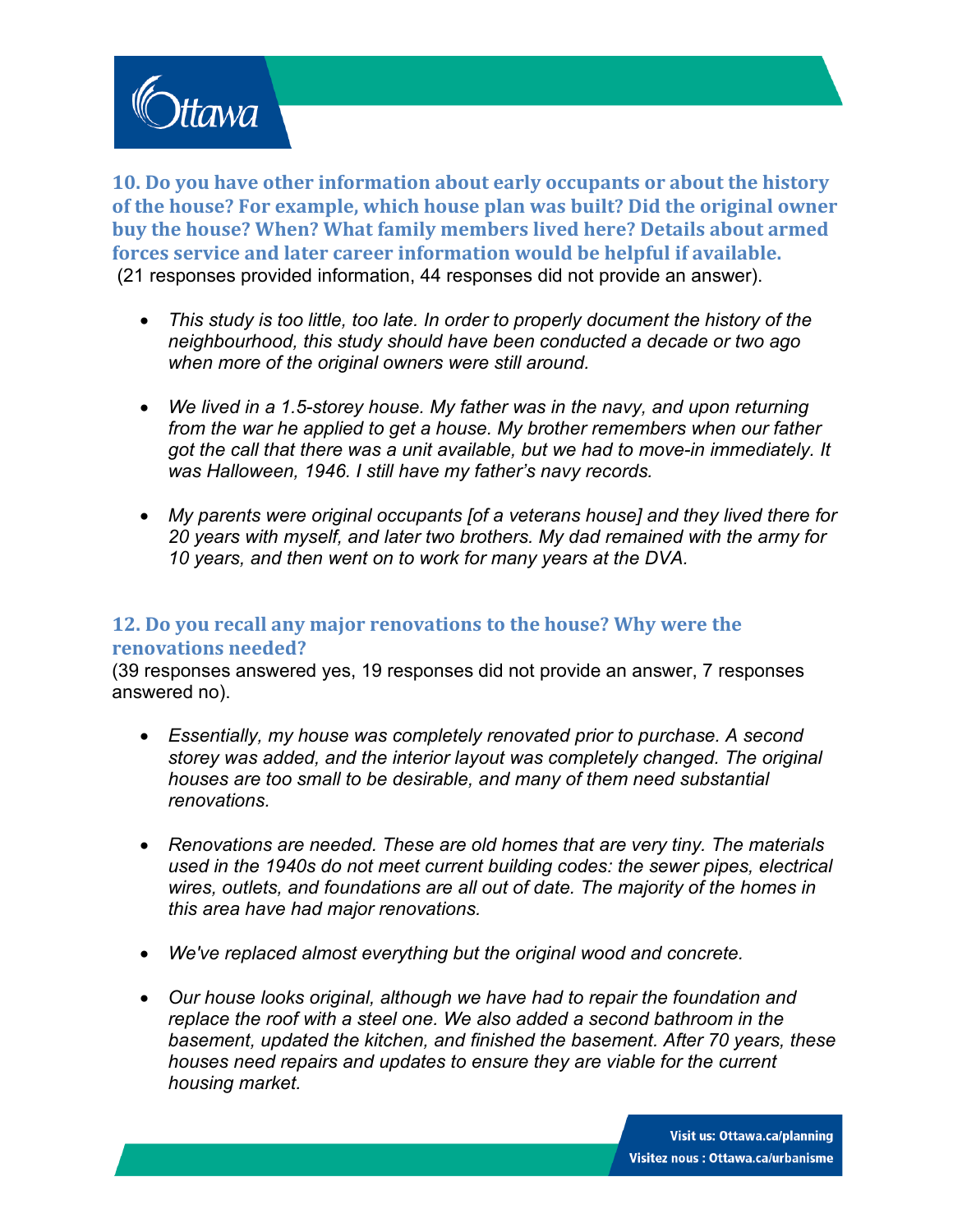### 10. Do you have other information about early occupants or about the history of the house? For example, which house plan was built? Did the original owner buy the house? When? What family members lived here? Details about armed forces service and later career information would be helpful if available.

(21 responses provided information, 44 responses did not provide an answer).

- *This study is too little, too late. In order to properly document the history of the neighbourhood, this study should have been conducted a decade or two ago when more of the original owners were still around.*
- *We lived in a 1.5-storey house. My father was in the navy, and upon returning from the war he applied to get a house. My brother remembers when our father got the call that there was a unit available, but we had to move-in immediately. It was Halloween, 1946. I still have my father's navy records.*
- *My parents were original occupants [of a veterans house] and they lived there for 20 years with myself, and later two brothers. My dad remained with the army for 10 years, and then went on to work for many years at the DVA.*

### 12. Do you recall any major renovations to the house? Why were the renovations needed?

(39 responses answered yes, 19 responses did not provide an answer, 7 responses answered no).

- *Essentially, my house was completely renovated prior to purchase. A second storey was added, and the interior layout was completely changed. The original houses are too small to be desirable, and many of them need substantial renovations.*
- *Renovations are needed. These are old homes that are very tiny. The materials used in the 1940s do not meet current building codes: the sewer pipes, electrical wires, outlets, and foundations are all out of date. The majority of the homes in this area have had major renovations.*
- *We've replaced almost everything but the original wood and concrete.*
- *Our house looks original, although we have had to repair the foundation and replace the roof with a steel one. We also added a second bathroom in the basement, updated the kitchen, and finished the basement. After 70 years, these houses need repairs and updates to ensure they are viable for the current housing market.*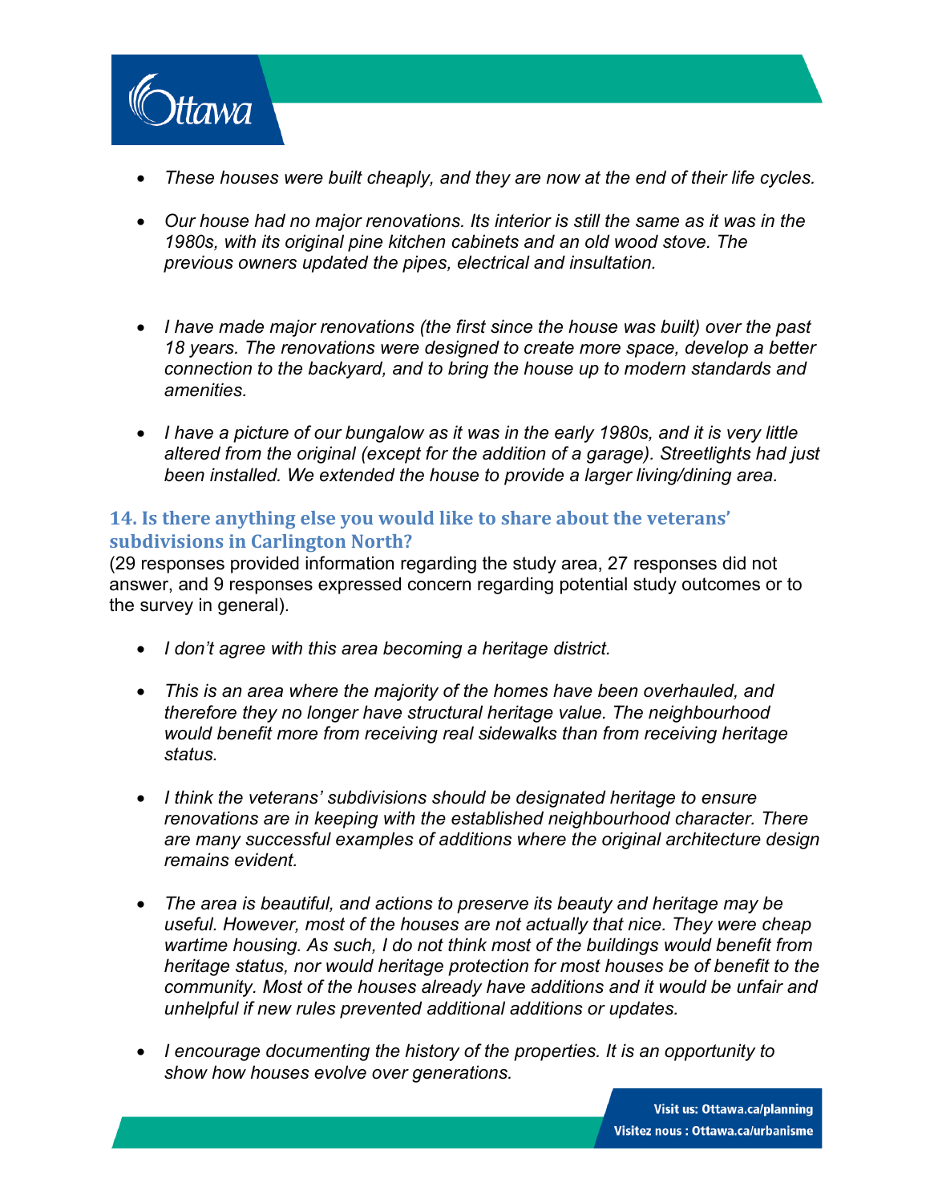- *These houses were built cheaply, and they are now at the end of their life cycles.*

- *Our house had no major renovations. Its interior is still the same as it was in the 1980s, with its original pine kitchen cabinets and an old wood stove. The previous owners updated the pipes, electrical and insultation.*

- *I have made major renovations (the first since the house was built) over the past 18 years. The renovations were designed to create more space, develop a better connection to the backyard, and to bring the house up to modern standards and amenities.*

- *I have a picture of our bungalow as it was in the early 1980s, and it is very little altered from the original (except for the addition of a garage). Streetlights had just been installed. We extended the house to provide a larger living/dining area.*

### 14. Is there anything else you would like to share about the veterans' subdivisions in Carlington North?

(29 responses provided information regarding the study area, 27 responses did not answer, and 9 responses expressed concern regarding potential study outcomes or to the survey in general).

- *I don't agree with this area becoming a heritage district.*

- *This is an area where the majority of the homes have been overhauled, and therefore they no longer have structural heritage value. The neighbourhood would benefit more from receiving real sidewalks than from receiving heritage status.*

- *I think the veterans' subdivisions should be designated heritage to ensure renovations are in keeping with the established neighbourhood character. There are many successful examples of additions where the original architecture design remains evident.*

- *The area is beautiful, and actions to preserve its beauty and heritage may be useful. However, most of the houses are not actually that nice. They were cheap wartime housing. As such, I do not think most of the buildings would benefit from heritage status, nor would heritage protection for most houses be of benefit to the community. Most of the houses already have additions and it would be unfair and unhelpful if new rules prevented additional additions or updates.*

- *I encourage documenting the history of the properties. It is an opportunity to show how houses evolve over generations.*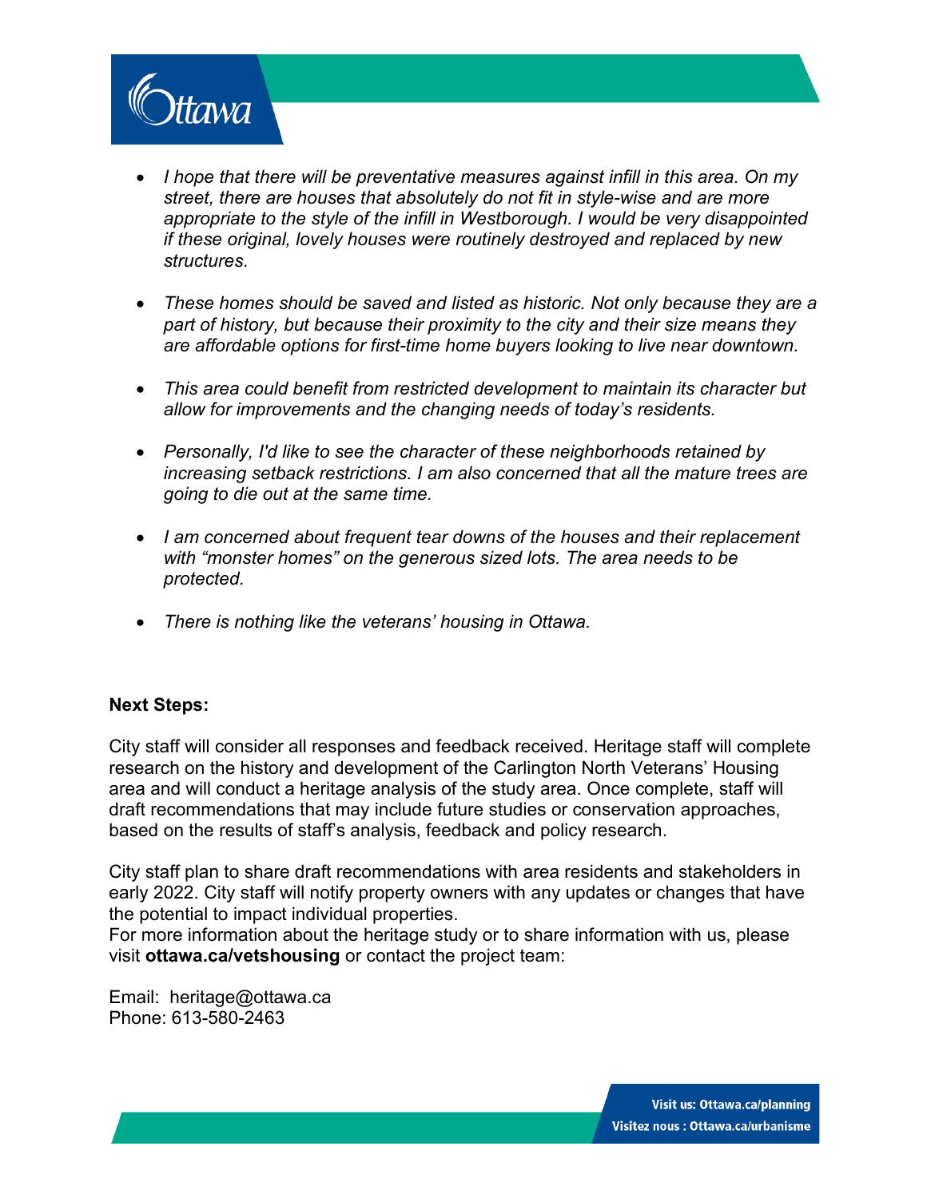- *I hope that there will be preventative measures against infill in this area. On my street, there are houses that absolutely do not fit in style-wise and are more appropriate to the style of the infill in Westborough. I would be very disappointed if these original, lovely houses were routinely destroyed and replaced by new structures.*

- *These homes should be saved and listed as historic. Not only because they are a part of history, but because their proximity to the city and their size means they are affordable options for first-time home buyers looking to live near downtown.*

- *This area could benefit from restricted development to maintain its character but allow for improvements and the changing needs of today's residents.*

- *Personally, I'd like to see the character of these neighborhoods retained by increasing setback restrictions. I am also concerned that all the mature trees are going to die out at the same time.*

- *I am concerned about frequent tear downs of the houses and their replacement with "monster homes" on the generous sized lots. The area needs to be protected.*

- *There is nothing like the veterans' housing in Ottawa.*

**Next Steps:**

City staff will consider all responses and feedback received. Heritage staff will complete research on the history and development of the Carlington North Veterans' Housing area and will conduct a heritage analysis of the study area. Once complete, staff will draft recommendations that may include future studies or conservation approaches, based on the results of staff's analysis, feedback and policy research.

City staff plan to share draft recommendations with area residents and stakeholders in early 2022. City staff will notify property owners with any updates or changes that have the potential to impact individual properties.
For more information about the heritage study or to share information with us, please visit **ottawa.ca/vetshousing** or contact the project team:

Email: heritage@ottawa.ca
Phone: 613-580-2463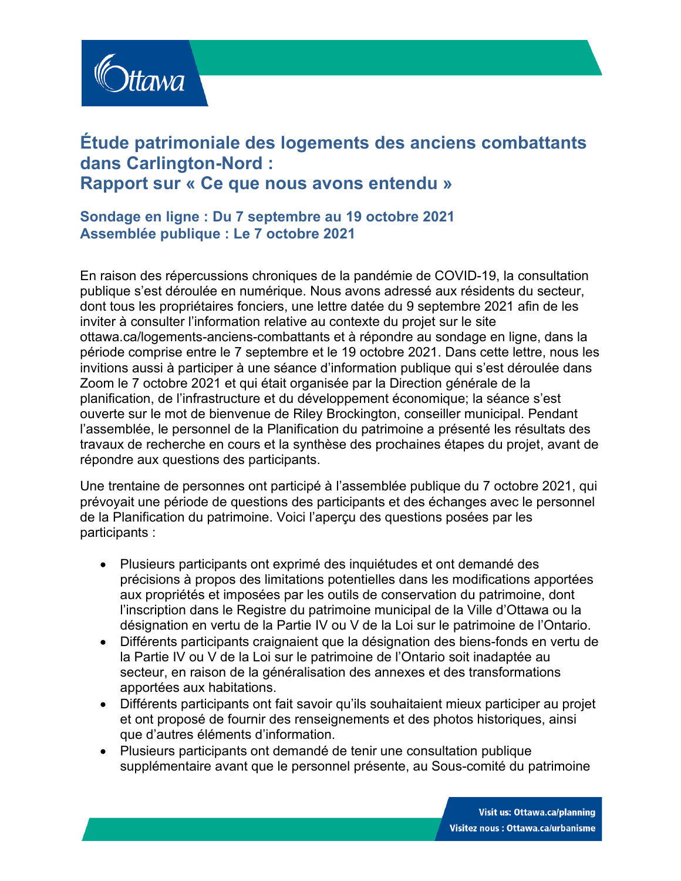# Étude patrimoniale des logements des anciens combattants dans Carlington-Nord : Rapport sur « Ce que nous avons entendu »

### Sondage en ligne : Du 7 septembre au 19 octobre 2021
### Assemblée publique : Le 7 octobre 2021

En raison des répercussions chroniques de la pandémie de COVID-19, la consultation publique s’est déroulée en numérique. Nous avons adressé aux résidents du secteur, dont tous les propriétaires fonciers, une lettre datée du 9 septembre 2021 afin de les inviter à consulter l’information relative au contexte du projet sur le site ottawa.ca/logements-anciens-combattants et à répondre au sondage en ligne, dans la période comprise entre le 7 septembre et le 19 octobre 2021. Dans cette lettre, nous les invitions aussi à participer à une séance d’information publique qui s’est déroulée dans Zoom le 7 octobre 2021 et qui était organisée par la Direction générale de la planification, de l’infrastructure et du développement économique; la séance s’est ouverte sur le mot de bienvenue de Riley Brockington, conseiller municipal. Pendant l’assemblée, le personnel de la Planification du patrimoine a présenté les résultats des travaux de recherche en cours et la synthèse des prochaines étapes du projet, avant de répondre aux questions des participants.

Une trentaine de personnes ont participé à l’assemblée publique du 7 octobre 2021, qui prévoyait une période de questions des participants et des échanges avec le personnel de la Planification du patrimoine. Voici l’aperçu des questions posées par les participants :

- Plusieurs participants ont exprimé des inquiétudes et ont demandé des précisions à propos des limitations potentielles dans les modifications apportées aux propriétés et imposées par les outils de conservation du patrimoine, dont l’inscription dans le Registre du patrimoine municipal de la Ville d’Ottawa ou la désignation en vertu de la Partie IV ou V de la Loi sur le patrimoine de l’Ontario.
- Différents participants craignaient que la désignation des biens-fonds en vertu de la Partie IV ou V de la Loi sur le patrimoine de l’Ontario soit inadaptée au secteur, en raison de la généralisation des annexes et des transformations apportées aux habitations.
- Différents participants ont fait savoir qu’ils souhaitaient mieux participer au projet et ont proposé de fournir des renseignements et des photos historiques, ainsi que d’autres éléments d’information.
- Plusieurs participants ont demandé de tenir une consultation publique supplémentaire avant que le personnel présente, au Sous-comité du patrimoine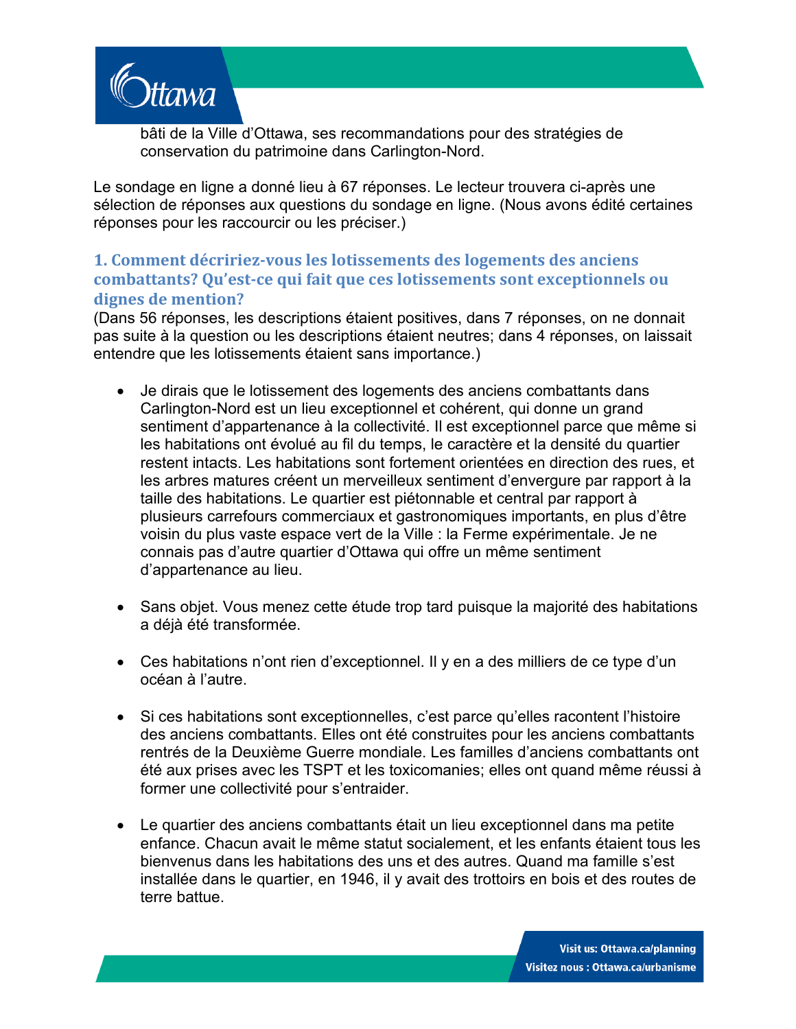bâti de la Ville d'Ottawa, ses recommandations pour des stratégies de conservation du patrimoine dans Carlington-Nord.

Le sondage en ligne a donné lieu à 67 réponses. Le lecteur trouvera ci-après une sélection de réponses aux questions du sondage en ligne. (Nous avons édité certaines réponses pour les raccourcir ou les préciser.)

### 1. Comment décririez-vous les lotissements des logements des anciens combattants? Qu'est-ce qui fait que ces lotissements sont exceptionnels ou dignes de mention?

(Dans 56 réponses, les descriptions étaient positives, dans 7 réponses, on ne donnait pas suite à la question ou les descriptions étaient neutres; dans 4 réponses, on laissait entendre que les lotissements étaient sans importance.)

- Je dirais que le lotissement des logements des anciens combattants dans Carlington-Nord est un lieu exceptionnel et cohérent, qui donne un grand sentiment d'appartenance à la collectivité. Il est exceptionnel parce que même si les habitations ont évolué au fil du temps, le caractère et la densité du quartier restent intacts. Les habitations sont fortement orientées en direction des rues, et les arbres matures créent un merveilleux sentiment d'envergure par rapport à la taille des habitations. Le quartier est piétonnable et central par rapport à plusieurs carrefours commerciaux et gastronomiques importants, en plus d'être voisin du plus vaste espace vert de la Ville : la Ferme expérimentale. Je ne connais pas d'autre quartier d'Ottawa qui offre un même sentiment d'appartenance au lieu.

- Sans objet. Vous menez cette étude trop tard puisque la majorité des habitations a déjà été transformée.

- Ces habitations n'ont rien d'exceptionnel. Il y en a des milliers de ce type d'un océan à l'autre.

- Si ces habitations sont exceptionnelles, c'est parce qu'elles racontent l'histoire des anciens combattants. Elles ont été construites pour les anciens combattants rentrés de la Deuxième Guerre mondiale. Les familles d'anciens combattants ont été aux prises avec les TSPT et les toxicomanies; elles ont quand même réussi à former une collectivité pour s'entraider.

- Le quartier des anciens combattants était un lieu exceptionnel dans ma petite enfance. Chacun avait le même statut socialement, et les enfants étaient tous les bienvenus dans les habitations des uns et des autres. Quand ma famille s'est installée dans le quartier, en 1946, il y avait des trottoirs en bois et des routes de terre battue.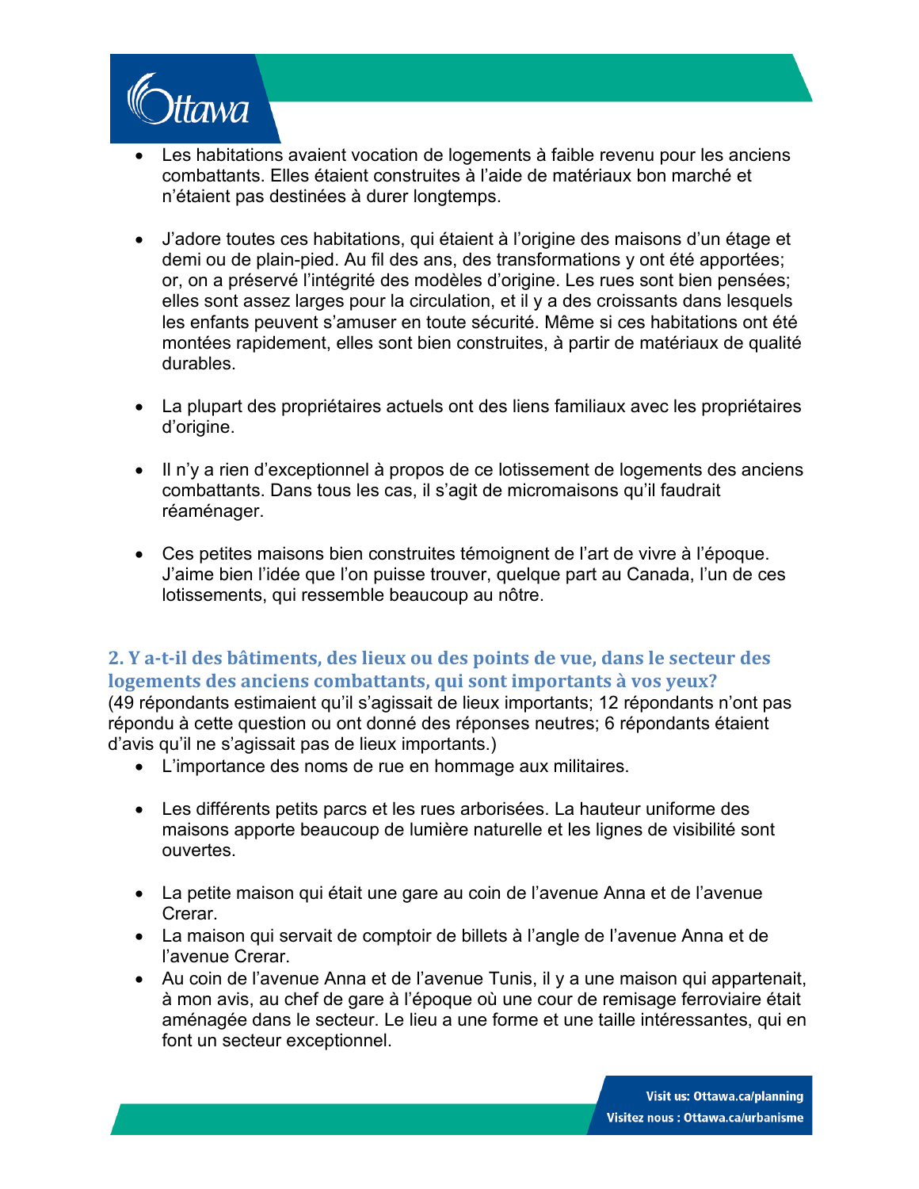- Les habitations avaient vocation de logements à faible revenu pour les anciens combattants. Elles étaient construites à l'aide de matériaux bon marché et n'étaient pas destinées à durer longtemps.

- J'adore toutes ces habitations, qui étaient à l'origine des maisons d'un étage et demi ou de plain-pied. Au fil des ans, des transformations y ont été apportées; or, on a préservé l'intégrité des modèles d'origine. Les rues sont bien pensées; elles sont assez larges pour la circulation, et il y a des croissants dans lesquels les enfants peuvent s'amuser en toute sécurité. Même si ces habitations ont été montées rapidement, elles sont bien construites, à partir de matériaux de qualité durables.

- La plupart des propriétaires actuels ont des liens familiaux avec les propriétaires d'origine.

- Il n'y a rien d'exceptionnel à propos de ce lotissement de logements des anciens combattants. Dans tous les cas, il s'agit de micromaisons qu'il faudrait réaménager.

- Ces petites maisons bien construites témoignent de l'art de vivre à l'époque. J'aime bien l'idée que l'on puisse trouver, quelque part au Canada, l'un de ces lotissements, qui ressemble beaucoup au nôtre.

## 2. Y a-t-il des bâtiments, des lieux ou des points de vue, dans le secteur des logements des anciens combattants, qui sont importants à vos yeux?

(49 répondants estimaient qu'il s'agissait de lieux importants; 12 répondants n'ont pas répondu à cette question ou ont donné des réponses neutres; 6 répondants étaient d'avis qu'il ne s'agissait pas de lieux importants.)

- L'importance des noms de rue en hommage aux militaires.

- Les différents petits parcs et les rues arborisées. La hauteur uniforme des maisons apporte beaucoup de lumière naturelle et les lignes de visibilité sont ouvertes.

- La petite maison qui était une gare au coin de l'avenue Anna et de l'avenue Crerar.
- La maison qui servait de comptoir de billets à l'angle de l'avenue Anna et de l'avenue Crerar.
- Au coin de l'avenue Anna et de l'avenue Tunis, il y a une maison qui appartenait, à mon avis, au chef de gare à l'époque où une cour de remisage ferroviaire était aménagée dans le secteur. Le lieu a une forme et une taille intéressantes, qui en font un secteur exceptionnel.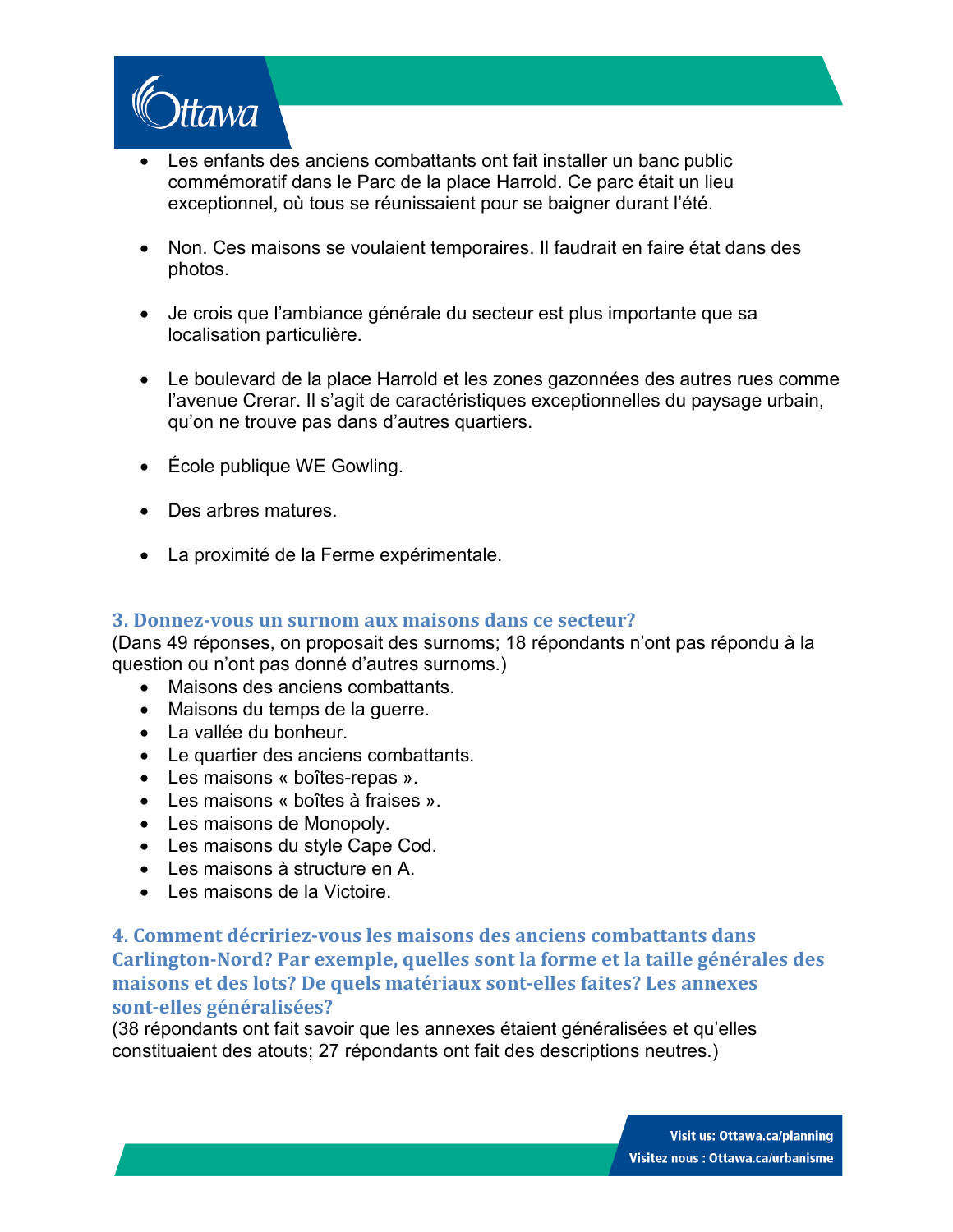- Les enfants des anciens combattants ont fait installer un banc public commémoratif dans le Parc de la place Harrold. Ce parc était un lieu exceptionnel, où tous se réunissaient pour se baigner durant l'été.

- Non. Ces maisons se voulaient temporaires. Il faudrait en faire état dans des photos.

- Je crois que l'ambiance générale du secteur est plus importante que sa localisation particulière.

- Le boulevard de la place Harrold et les zones gazonnées des autres rues comme l'avenue Crerar. Il s'agit de caractéristiques exceptionnelles du paysage urbain, qu'on ne trouve pas dans d'autres quartiers.

- École publique WE Gowling.

- Des arbres matures.

- La proximité de la Ferme expérimentale.

### 3. Donnez-vous un surnom aux maisons dans ce secteur?

(Dans 49 réponses, on proposait des surnoms; 18 répondants n'ont pas répondu à la question ou n'ont pas donné d'autres surnoms.)

- Maisons des anciens combattants.
- Maisons du temps de la guerre.
- La vallée du bonheur.
- Le quartier des anciens combattants.
- Les maisons « boîtes-repas ».
- Les maisons « boîtes à fraises ».
- Les maisons de Monopoly.
- Les maisons du style Cape Cod.
- Les maisons à structure en A.
- Les maisons de la Victoire.

### 4. Comment décririez-vous les maisons des anciens combattants dans Carlington-Nord? Par exemple, quelles sont la forme et la taille générales des maisons et des lots? De quels matériaux sont-elles faites? Les annexes sont-elles généralisées?

(38 répondants ont fait savoir que les annexes étaient généralisées et qu'elles constituaient des atouts; 27 répondants ont fait des descriptions neutres.)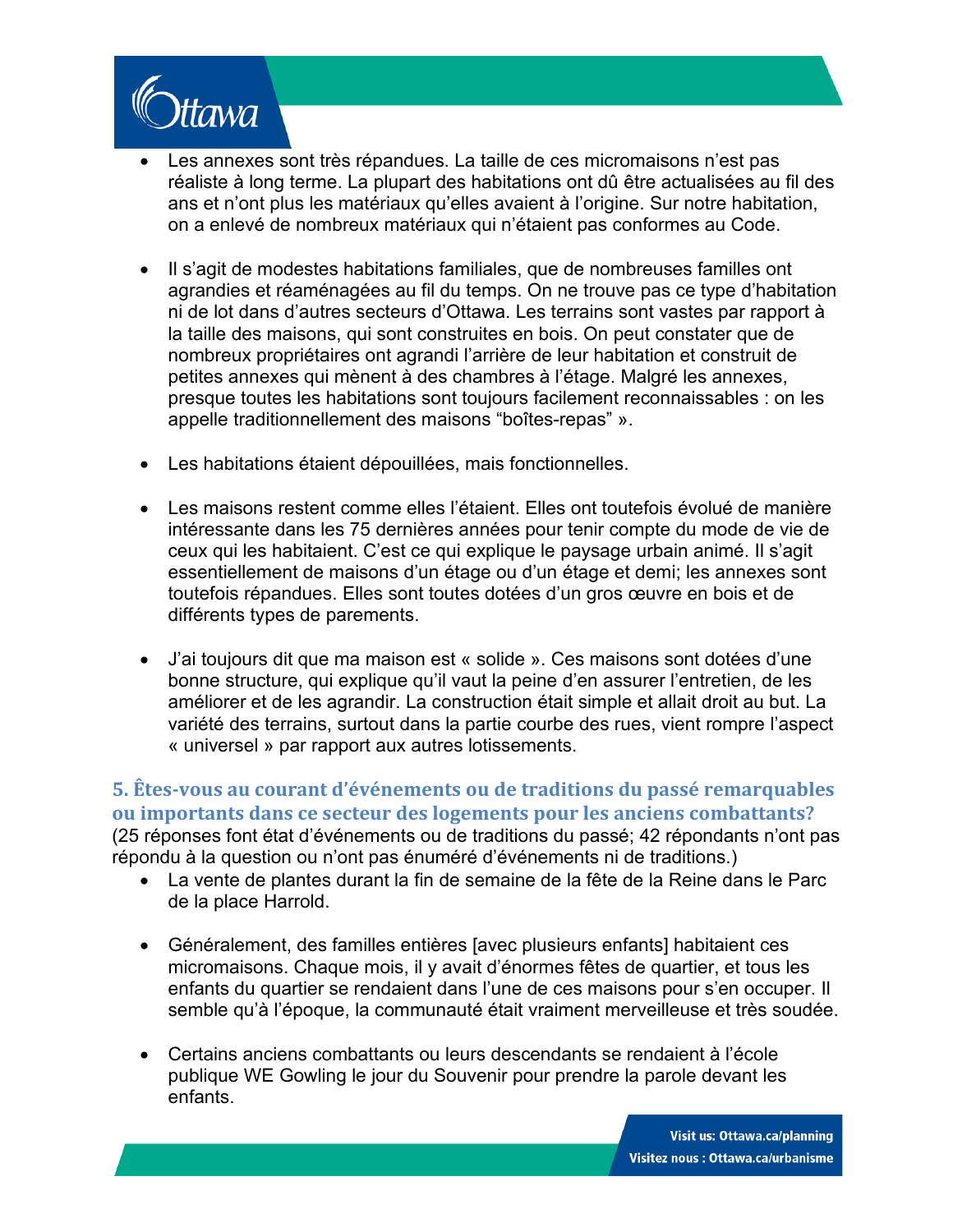- Les annexes sont très répandues. La taille de ces micromaisons n'est pas réaliste à long terme. La plupart des habitations ont dû être actualisées au fil des ans et n'ont plus les matériaux qu'elles avaient à l'origine. Sur notre habitation, on a enlevé de nombreux matériaux qui n'étaient pas conformes au Code.

- Il s'agit de modestes habitations familiales, que de nombreuses familles ont agrandies et réaménagées au fil du temps. On ne trouve pas ce type d'habitation ni de lot dans d'autres secteurs d'Ottawa. Les terrains sont vastes par rapport à la taille des maisons, qui sont construites en bois. On peut constater que de nombreux propriétaires ont agrandi l'arrière de leur habitation et construit de petites annexes qui mènent à des chambres à l'étage. Malgré les annexes, presque toutes les habitations sont toujours facilement reconnaissables : on les appelle traditionnellement des maisons "boîtes-repas" ».

- Les habitations étaient dépouillées, mais fonctionnelles.

- Les maisons restent comme elles l'étaient. Elles ont toutefois évolué de manière intéressante dans les 75 dernières années pour tenir compte du mode de vie de ceux qui les habitaient. C'est ce qui explique le paysage urbain animé. Il s'agit essentiellement de maisons d'un étage ou d'un étage et demi; les annexes sont toutefois répandues. Elles sont toutes dotées d'un gros œuvre en bois et de différents types de parements.

- J'ai toujours dit que ma maison est « solide ». Ces maisons sont dotées d'une bonne structure, qui explique qu'il vaut la peine d'en assurer l'entretien, de les améliorer et de les agrandir. La construction était simple et allait droit au but. La variété des terrains, surtout dans la partie courbe des rues, vient rompre l'aspect « universel » par rapport aux autres lotissements.

### 5. Êtes-vous au courant d'événements ou de traditions du passé remarquables ou importants dans ce secteur des logements pour les anciens combattants?

(25 réponses font état d'événements ou de traditions du passé; 42 répondants n'ont pas répondu à la question ou n'ont pas énuméré d'événements ni de traditions.)

- La vente de plantes durant la fin de semaine de la fête de la Reine dans le Parc de la place Harrold.

- Généralement, des familles entières [avec plusieurs enfants] habitaient ces micromaisons. Chaque mois, il y avait d'énormes fêtes de quartier, et tous les enfants du quartier se rendaient dans l'une de ces maisons pour s'en occuper. Il semble qu'à l'époque, la communauté était vraiment merveilleuse et très soudée.

- Certains anciens combattants ou leurs descendants se rendaient à l'école publique WE Gowling le jour du Souvenir pour prendre la parole devant les enfants.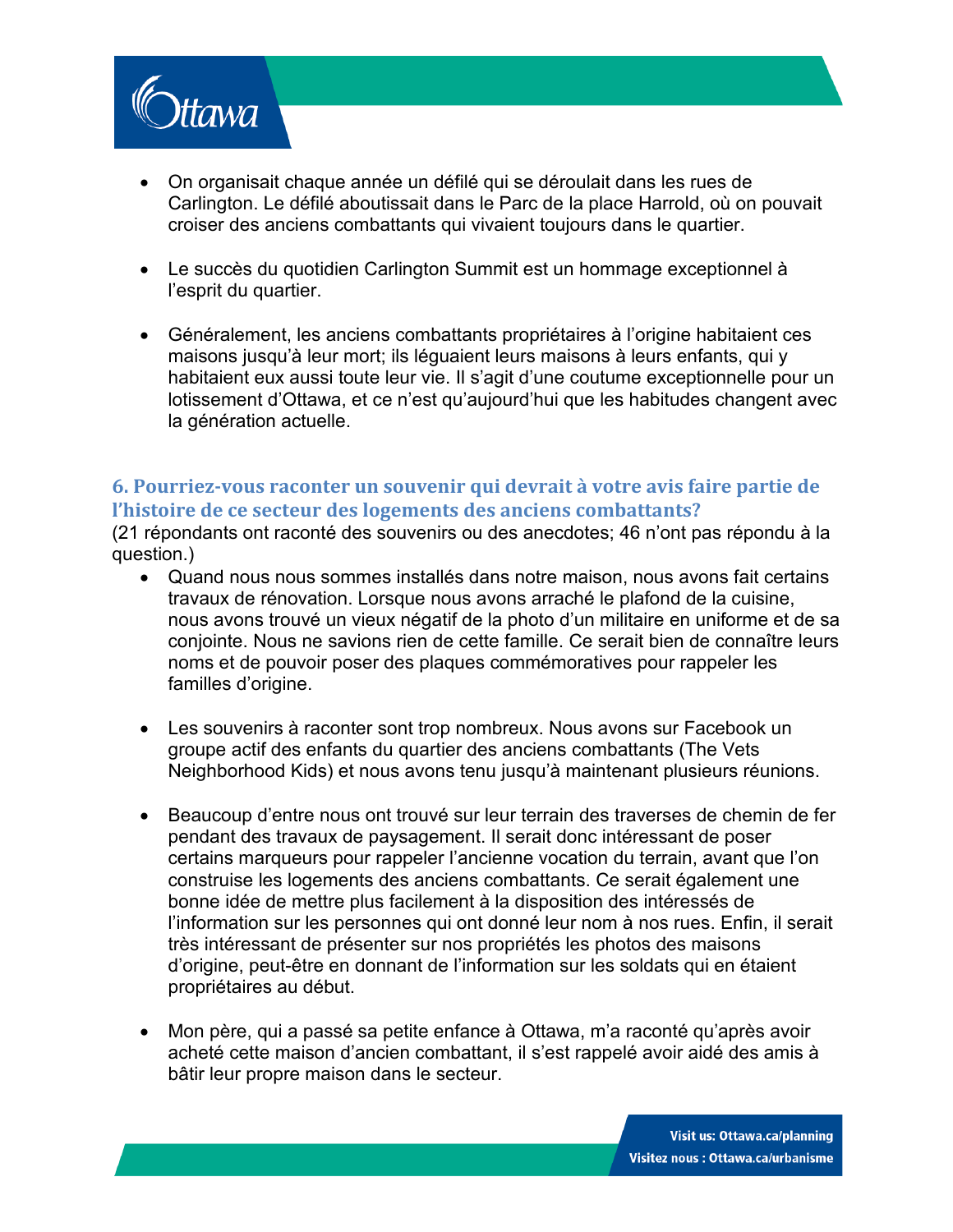- On organisait chaque année un défilé qui se déroulait dans les rues de Carlington. Le défilé aboutissait dans le Parc de la place Harrold, où on pouvait croiser des anciens combattants qui vivaient toujours dans le quartier.

- Le succès du quotidien Carlington Summit est un hommage exceptionnel à l'esprit du quartier.

- Généralement, les anciens combattants propriétaires à l'origine habitaient ces maisons jusqu'à leur mort; ils léguaient leurs maisons à leurs enfants, qui y habitaient eux aussi toute leur vie. Il s'agit d'une coutume exceptionnelle pour un lotissement d'Ottawa, et ce n'est qu'aujourd'hui que les habitudes changent avec la génération actuelle.

### 6. Pourriez-vous raconter un souvenir qui devrait à votre avis faire partie de l'histoire de ce secteur des logements des anciens combattants?

(21 répondants ont raconté des souvenirs ou des anecdotes; 46 n'ont pas répondu à la question.)

- Quand nous nous sommes installés dans notre maison, nous avons fait certains travaux de rénovation. Lorsque nous avons arraché le plafond de la cuisine, nous avons trouvé un vieux négatif de la photo d'un militaire en uniforme et de sa conjointe. Nous ne savions rien de cette famille. Ce serait bien de connaître leurs noms et de pouvoir poser des plaques commémoratives pour rappeler les familles d'origine.

- Les souvenirs à raconter sont trop nombreux. Nous avons sur Facebook un groupe actif des enfants du quartier des anciens combattants (The Vets Neighborhood Kids) et nous avons tenu jusqu'à maintenant plusieurs réunions.

- Beaucoup d'entre nous ont trouvé sur leur terrain des traverses de chemin de fer pendant des travaux de paysagement. Il serait donc intéressant de poser certains marqueurs pour rappeler l'ancienne vocation du terrain, avant que l'on construise les logements des anciens combattants. Ce serait également une bonne idée de mettre plus facilement à la disposition des intéressés de l'information sur les personnes qui ont donné leur nom à nos rues. Enfin, il serait très intéressant de présenter sur nos propriétés les photos des maisons d'origine, peut-être en donnant de l'information sur les soldats qui en étaient propriétaires au début.

- Mon père, qui a passé sa petite enfance à Ottawa, m'a raconté qu'après avoir acheté cette maison d'ancien combattant, il s'est rappelé avoir aidé des amis à bâtir leur propre maison dans le secteur.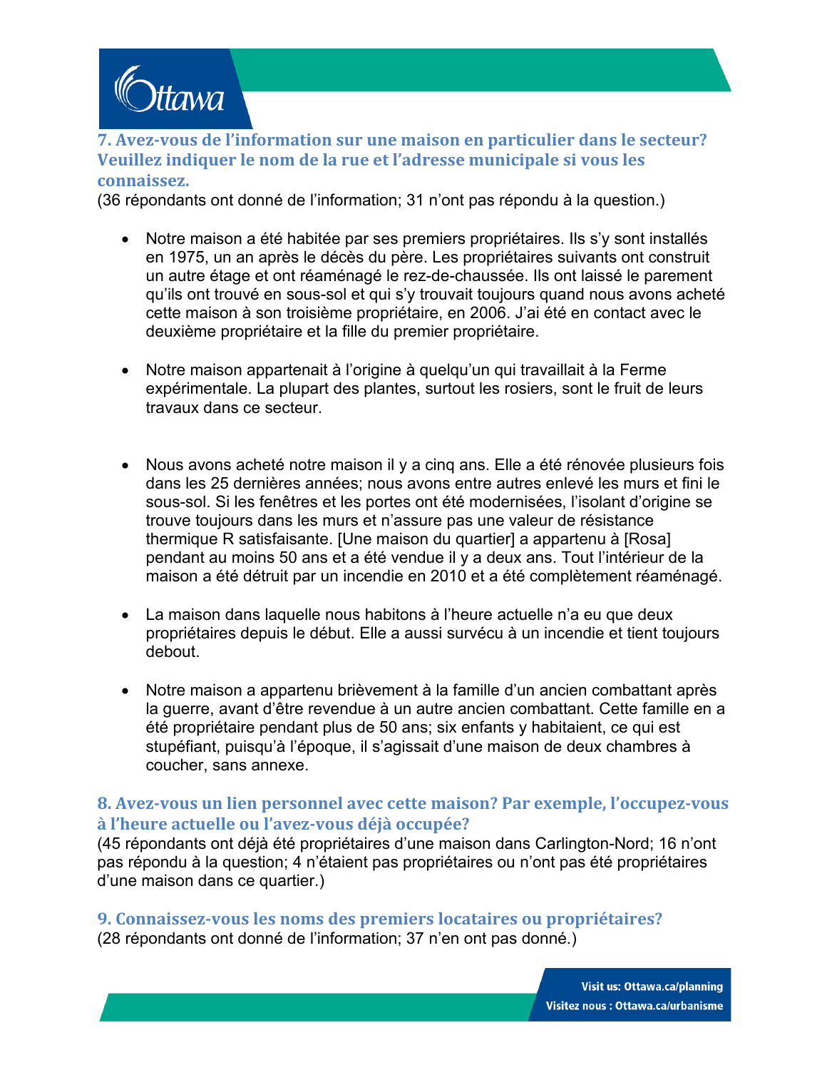### 7. Avez-vous de l'information sur une maison en particulier dans le secteur? Veuillez indiquer le nom de la rue et l'adresse municipale si vous les connaissez.

(36 répondants ont donné de l'information; 31 n'ont pas répondu à la question.)

- Notre maison a été habitée par ses premiers propriétaires. Ils s'y sont installés en 1975, un an après le décès du père. Les propriétaires suivants ont construit un autre étage et ont réaménagé le rez-de-chaussée. Ils ont laissé le parement qu'ils ont trouvé en sous-sol et qui s'y trouvait toujours quand nous avons acheté cette maison à son troisième propriétaire, en 2006. J'ai été en contact avec le deuxième propriétaire et la fille du premier propriétaire.

- Notre maison appartenait à l'origine à quelqu'un qui travaillait à la Ferme expérimentale. La plupart des plantes, surtout les rosiers, sont le fruit de leurs travaux dans ce secteur.

- Nous avons acheté notre maison il y a cinq ans. Elle a été rénovée plusieurs fois dans les 25 dernières années; nous avons entre autres enlevé les murs et fini le sous-sol. Si les fenêtres et les portes ont été modernisées, l'isolant d'origine se trouve toujours dans les murs et n'assure pas une valeur de résistance thermique R satisfaisante. [Une maison du quartier] a appartenu à [Rosa] pendant au moins 50 ans et a été vendue il y a deux ans. Tout l'intérieur de la maison a été détruit par un incendie en 2010 et a été complètement réaménagé.

- La maison dans laquelle nous habitons à l'heure actuelle n'a eu que deux propriétaires depuis le début. Elle a aussi survécu à un incendie et tient toujours debout.

- Notre maison a appartenu brièvement à la famille d'un ancien combattant après la guerre, avant d'être revendue à un autre ancien combattant. Cette famille en a été propriétaire pendant plus de 50 ans; six enfants y habitaient, ce qui est stupéfiant, puisqu'à l'époque, il s'agissait d'une maison de deux chambres à coucher, sans annexe.

### 8. Avez-vous un lien personnel avec cette maison? Par exemple, l'occupez-vous à l'heure actuelle ou l'avez-vous déjà occupée?

(45 répondants ont déjà été propriétaires d'une maison dans Carlington-Nord; 16 n'ont pas répondu à la question; 4 n'étaient pas propriétaires ou n'ont pas été propriétaires d'une maison dans ce quartier.)

### 9. Connaissez-vous les noms des premiers locataires ou propriétaires?

(28 répondants ont donné de l'information; 37 n'en ont pas donné.)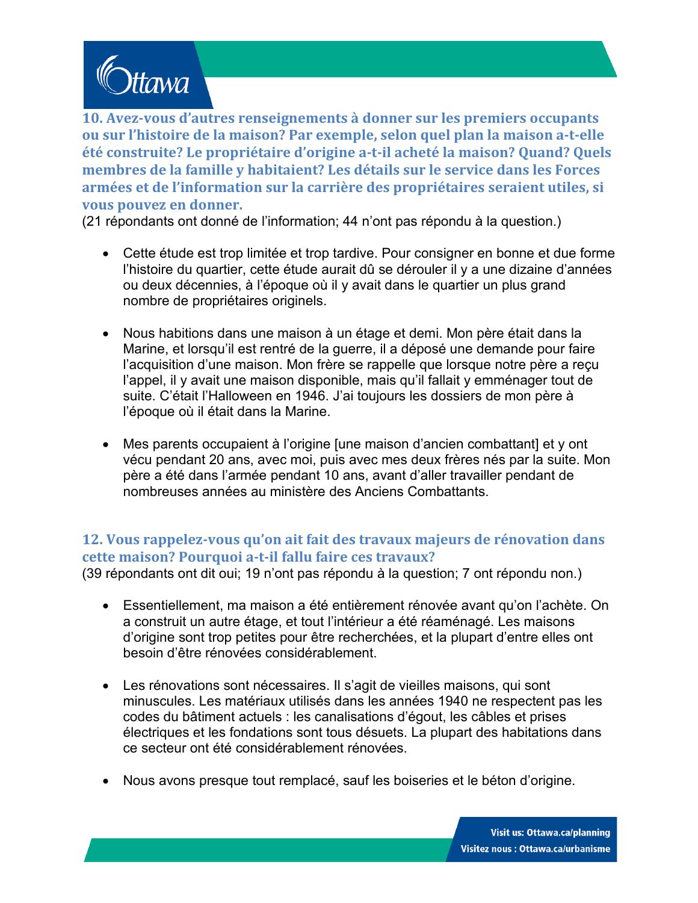### 10. Avez-vous d'autres renseignements à donner sur les premiers occupants ou sur l'histoire de la maison? Par exemple, selon quel plan la maison a-t-elle été construite? Le propriétaire d'origine a-t-il acheté la maison? Quand? Quels membres de la famille y habitaient? Les détails sur le service dans les Forces armées et de l'information sur la carrière des propriétaires seraient utiles, si vous pouvez en donner.

(21 répondants ont donné de l'information; 44 n'ont pas répondu à la question.)

- Cette étude est trop limitée et trop tardive. Pour consigner en bonne et due forme l'histoire du quartier, cette étude aurait dû se dérouler il y a une dizaine d'années ou deux décennies, à l'époque où il y avait dans le quartier un plus grand nombre de propriétaires originels.

- Nous habitions dans une maison à un étage et demi. Mon père était dans la Marine, et lorsqu'il est rentré de la guerre, il a déposé une demande pour faire l'acquisition d'une maison. Mon frère se rappelle que lorsque notre père a reçu l'appel, il y avait une maison disponible, mais qu'il fallait y emménager tout de suite. C'était l'Halloween en 1946. J'ai toujours les dossiers de mon père à l'époque où il était dans la Marine.

- Mes parents occupaient à l'origine [une maison d'ancien combattant] et y ont vécu pendant 20 ans, avec moi, puis avec mes deux frères nés par la suite. Mon père a été dans l'armée pendant 10 ans, avant d'aller travailler pendant de nombreuses années au ministère des Anciens Combattants.

### 12. Vous rappelez-vous qu'on ait fait des travaux majeurs de rénovation dans cette maison? Pourquoi a-t-il fallu faire ces travaux?

(39 répondants ont dit oui; 19 n'ont pas répondu à la question; 7 ont répondu non.)

- Essentiellement, ma maison a été entièrement rénovée avant qu'on l'achète. On a construit un autre étage, et tout l'intérieur a été réaménagé. Les maisons d'origine sont trop petites pour être recherchées, et la plupart d'entre elles ont besoin d'être rénovées considérablement.

- Les rénovations sont nécessaires. Il s'agit de vieilles maisons, qui sont minuscules. Les matériaux utilisés dans les années 1940 ne respectent pas les codes du bâtiment actuels : les canalisations d'égout, les câbles et prises électriques et les fondations sont tous désuets. La plupart des habitations dans ce secteur ont été considérablement rénovées.

- Nous avons presque tout remplacé, sauf les boiseries et le béton d'origine.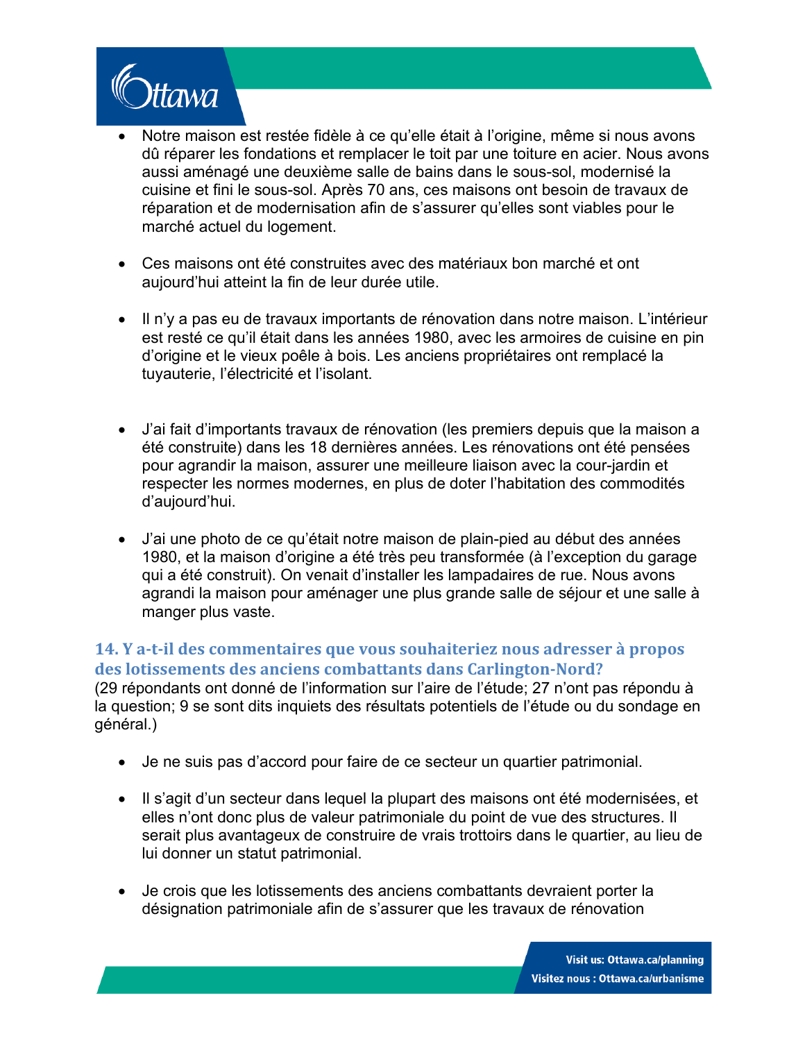- Notre maison est restée fidèle à ce qu'elle était à l'origine, même si nous avons dû réparer les fondations et remplacer le toit par une toiture en acier. Nous avons aussi aménagé une deuxième salle de bains dans le sous-sol, modernisé la cuisine et fini le sous-sol. Après 70 ans, ces maisons ont besoin de travaux de réparation et de modernisation afin de s'assurer qu'elles sont viables pour le marché actuel du logement.

- Ces maisons ont été construites avec des matériaux bon marché et ont aujourd'hui atteint la fin de leur durée utile.

- Il n'y a pas eu de travaux importants de rénovation dans notre maison. L'intérieur est resté ce qu'il était dans les années 1980, avec les armoires de cuisine en pin d'origine et le vieux poêle à bois. Les anciens propriétaires ont remplacé la tuyauterie, l'électricité et l'isolant.

- J'ai fait d'importants travaux de rénovation (les premiers depuis que la maison a été construite) dans les 18 dernières années. Les rénovations ont été pensées pour agrandir la maison, assurer une meilleure liaison avec la cour-jardin et respecter les normes modernes, en plus de doter l'habitation des commodités d'aujourd'hui.

- J'ai une photo de ce qu'était notre maison de plain-pied au début des années 1980, et la maison d'origine a été très peu transformée (à l'exception du garage qui a été construit). On venait d'installer les lampadaires de rue. Nous avons agrandi la maison pour aménager une plus grande salle de séjour et une salle à manger plus vaste.

### 14. Y a-t-il des commentaires que vous souhaiteriez nous adresser à propos des lotissements des anciens combattants dans Carlington-Nord?

(29 répondants ont donné de l'information sur l'aire de l'étude; 27 n'ont pas répondu à la question; 9 se sont dits inquiets des résultats potentiels de l'étude ou du sondage en général.)

- Je ne suis pas d'accord pour faire de ce secteur un quartier patrimonial.

- Il s'agit d'un secteur dans lequel la plupart des maisons ont été modernisées, et elles n'ont donc plus de valeur patrimoniale du point de vue des structures. Il serait plus avantageux de construire de vrais trottoirs dans le quartier, au lieu de lui donner un statut patrimonial.

- Je crois que les lotissements des anciens combattants devraient porter la désignation patrimoniale afin de s'assurer que les travaux de rénovation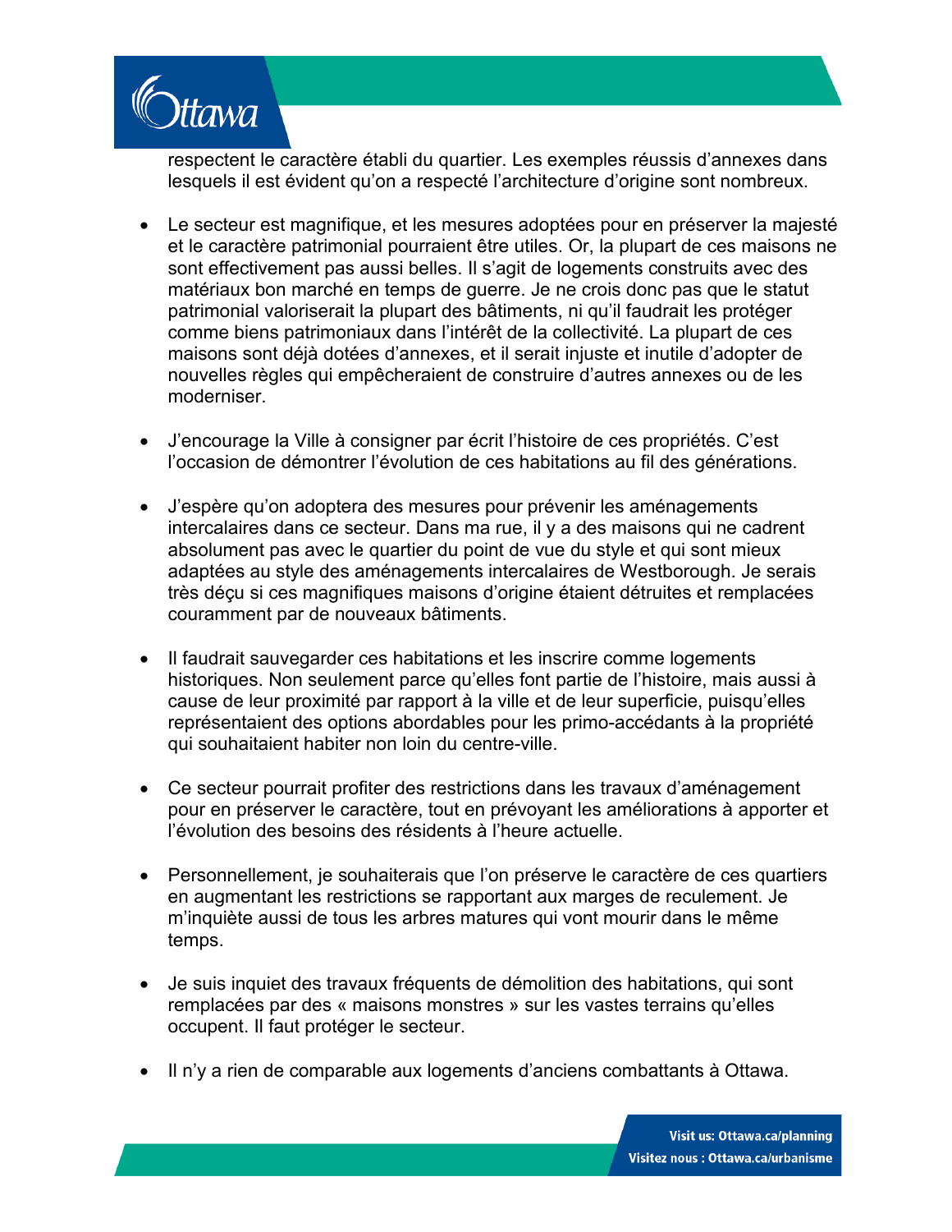respectent le caractère établi du quartier. Les exemples réussis d'annexes dans lesquels il est évident qu'on a respecté l'architecture d'origine sont nombreux.

- Le secteur est magnifique, et les mesures adoptées pour en préserver la majesté et le caractère patrimonial pourraient être utiles. Or, la plupart de ces maisons ne sont effectivement pas aussi belles. Il s'agit de logements construits avec des matériaux bon marché en temps de guerre. Je ne crois donc pas que le statut patrimonial valoriserait la plupart des bâtiments, ni qu'il faudrait les protéger comme biens patrimoniaux dans l'intérêt de la collectivité. La plupart de ces maisons sont déjà dotées d'annexes, et il serait injuste et inutile d'adopter de nouvelles règles qui empêcheraient de construire d'autres annexes ou de les moderniser.

- J'encourage la Ville à consigner par écrit l'histoire de ces propriétés. C'est l'occasion de démontrer l'évolution de ces habitations au fil des générations.

- J'espère qu'on adoptera des mesures pour prévenir les aménagements intercalaires dans ce secteur. Dans ma rue, il y a des maisons qui ne cadrent absolument pas avec le quartier du point de vue du style et qui sont mieux adaptées au style des aménagements intercalaires de Westborough. Je serais très déçu si ces magnifiques maisons d'origine étaient détruites et remplacées couramment par de nouveaux bâtiments.

- Il faudrait sauvegarder ces habitations et les inscrire comme logements historiques. Non seulement parce qu'elles font partie de l'histoire, mais aussi à cause de leur proximité par rapport à la ville et de leur superficie, puisqu'elles représentaient des options abordables pour les primo-accédants à la propriété qui souhaitaient habiter non loin du centre-ville.

- Ce secteur pourrait profiter des restrictions dans les travaux d'aménagement pour en préserver le caractère, tout en prévoyant les améliorations à apporter et l'évolution des besoins des résidents à l'heure actuelle.

- Personnellement, je souhaiterais que l'on préserve le caractère de ces quartiers en augmentant les restrictions se rapportant aux marges de reculement. Je m'inquiète aussi de tous les arbres matures qui vont mourir dans le même temps.

- Je suis inquiet des travaux fréquents de démolition des habitations, qui sont remplacées par des « maisons monstres » sur les vastes terrains qu'elles occupent. Il faut protéger le secteur.

- Il n'y a rien de comparable aux logements d'anciens combattants à Ottawa.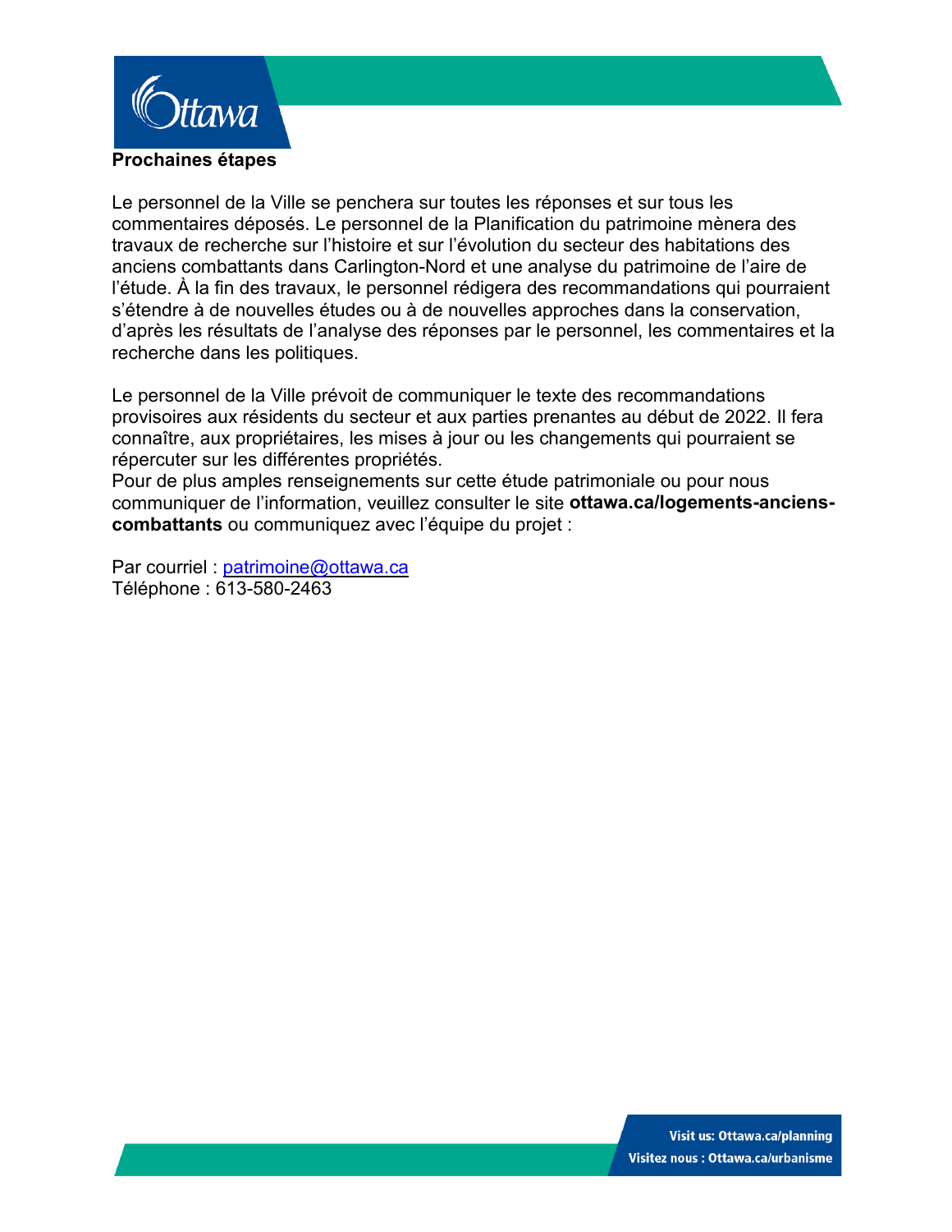**Prochaines étapes**

Le personnel de la Ville se penchera sur toutes les réponses et sur tous les commentaires déposés. Le personnel de la Planification du patrimoine mènera des travaux de recherche sur l'histoire et sur l'évolution du secteur des habitations des anciens combattants dans Carlington-Nord et une analyse du patrimoine de l'aire de l'étude. À la fin des travaux, le personnel rédigera des recommandations qui pourraient s'étendre à de nouvelles études ou à de nouvelles approches dans la conservation, d'après les résultats de l'analyse des réponses par le personnel, les commentaires et la recherche dans les politiques.

Le personnel de la Ville prévoit de communiquer le texte des recommandations provisoires aux résidents du secteur et aux parties prenantes au début de 2022. Il fera connaître, aux propriétaires, les mises à jour ou les changements qui pourraient se répercuter sur les différentes propriétés.
Pour de plus amples renseignements sur cette étude patrimoniale ou pour nous communiquer de l'information, veuillez consulter le site **ottawa.ca/logements-anciens-combattants** ou communiquez avec l'équipe du projet :

Par courriel : patrimoine@ottawa.ca
Téléphone : 613-580-2463